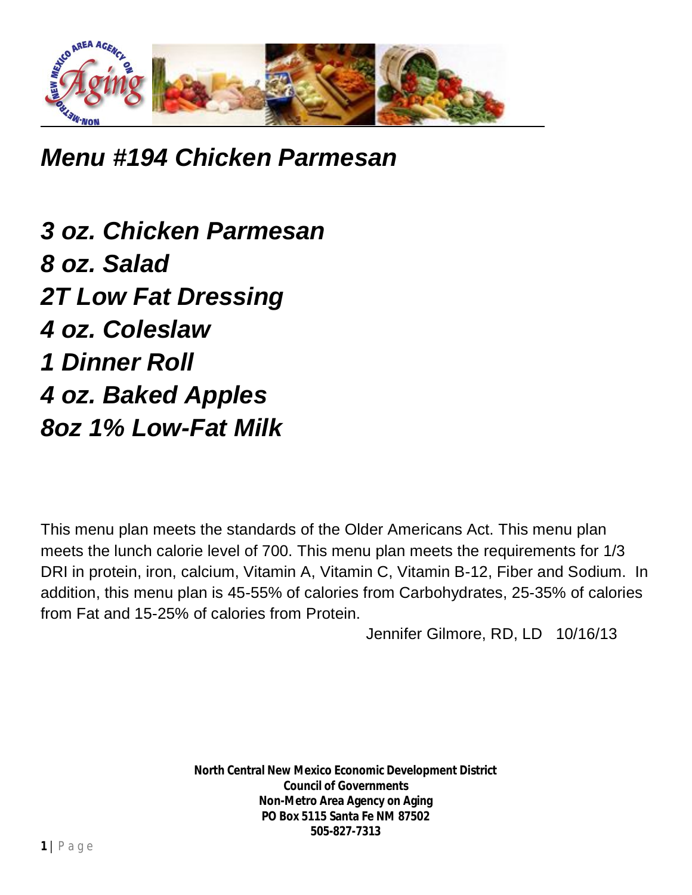# *Menu #194 Chicken Parmesan*

***3 oz. Chicken Parmesan***
***8 oz. Salad***
***2T Low Fat Dressing***
***4 oz. Coleslaw***
***1 Dinner Roll***
***4 oz. Baked Apples***
***8oz 1% Low-Fat Milk***

This menu plan meets the standards of the Older Americans Act. This menu plan meets the lunch calorie level of 700. This menu plan meets the requirements for 1/3 DRI in protein, iron, calcium, Vitamin A, Vitamin C, Vitamin B-12, Fiber and Sodium. In addition, this menu plan is 45-55% of calories from Carbohydrates, 25-35% of calories from Fat and 15-25% of calories from Protein.

Jennifer Gilmore, RD, LD 10/16/13

**North Central New Mexico Economic Development District**
**Council of Governments**
**Non-Metro Area Agency on Aging**
**PO Box 5115 Santa Fe NM 87502**
**505-827-7313**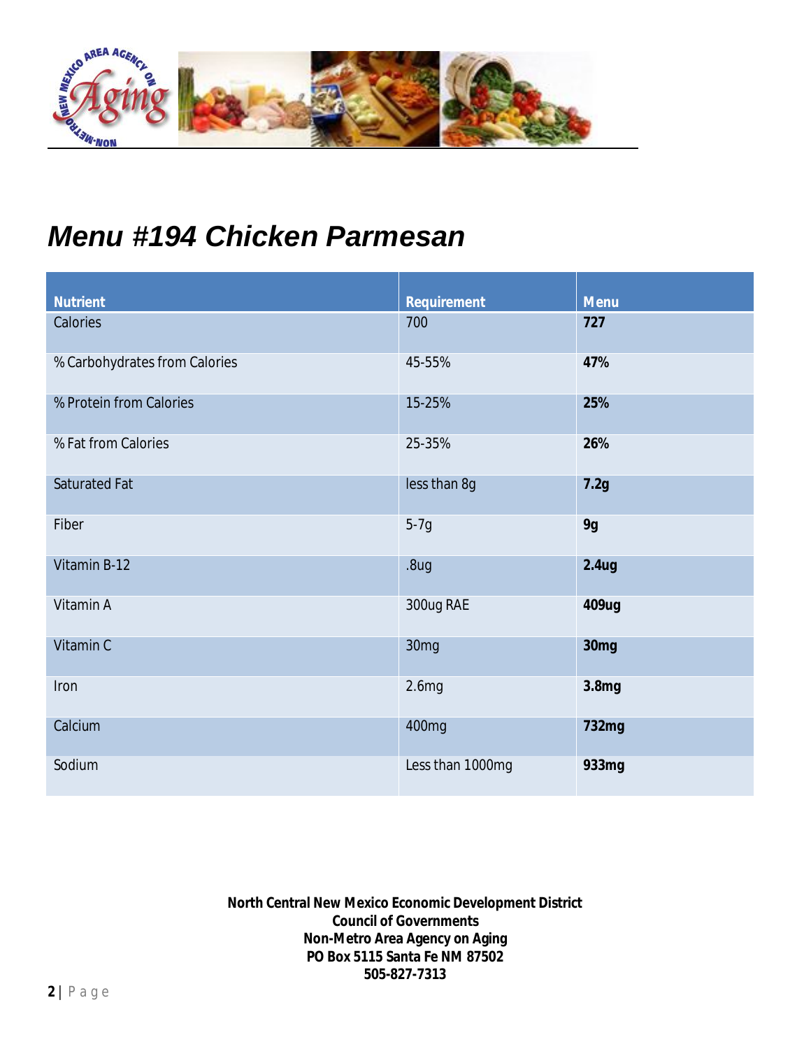# Menu #194 Chicken Parmesan

| Nutrient | Requirement | Menu |
|---|---|---|
| Calories | 700 | **727** |
| % Carbohydrates from Calories | 45-55% | **47%** |
| % Protein from Calories | 15-25% | **25%** |
| % Fat from Calories | 25-35% | **26%** |
| Saturated Fat | less than 8g | **7.2g** |
| Fiber | 5-7g | **9g** |
| Vitamin B-12 | .8ug | **2.4ug** |
| Vitamin A | 300ug RAE | **409ug** |
| Vitamin C | 30mg | **30mg** |
| Iron | 2.6mg | **3.8mg** |
| Calcium | 400mg | **732mg** |
| Sodium | Less than 1000mg | **933mg** |

**North Central New Mexico Economic Development District**
**Council of Governments**
**Non-Metro Area Agency on Aging**
**PO Box 5115 Santa Fe NM 87502**
**505-827-7313**